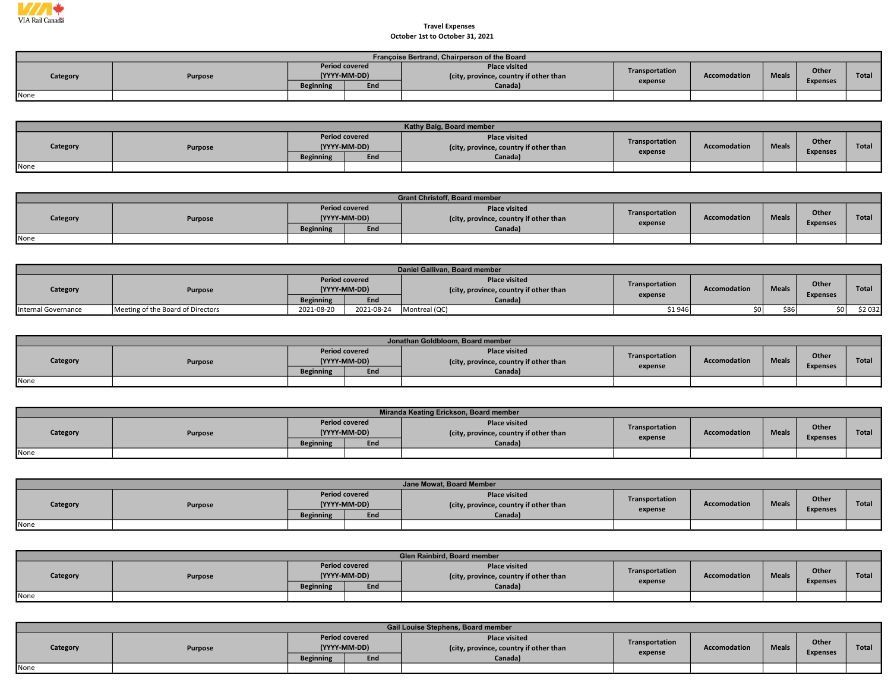VIA Rail Canada

**Travel Expenses**
**October 1st to October 31, 2021**

| Françoise Bertrand, Chairperson of the Board | | | | | | | | | |
|---|---|---|---|---|---|---|---|---|---|
| Category | Purpose | Period covered (YYYY-MM-DD) | | Place visited (city, province, country if other than Canada) | Transportation expense | Accomodation | Meals | Other Expenses | Total |
| | | Beginning | End | | | | | | |
| None | | | | | | | | | |

| Kathy Baig, Board member | | | | | | | | | |
|---|---|---|---|---|---|---|---|---|---|
| Category | Purpose | Period covered (YYYY-MM-DD) | | Place visited (city, province, country if other than Canada) | Transportation expense | Accomodation | Meals | Other Expenses | Total |
| | | Beginning | End | | | | | | |
| None | | | | | | | | | |

| Grant Christoff, Board member | | | | | | | | | |
|---|---|---|---|---|---|---|---|---|---|
| Category | Purpose | Period covered (YYYY-MM-DD) | | Place visited (city, province, country if other than Canada) | Transportation expense | Accomodation | Meals | Other Expenses | Total |
| | | Beginning | End | | | | | | |
| None | | | | | | | | | |

| Daniel Gallivan, Board member | | | | | | | | | |
|---|---|---|---|---|---|---|---|---|---|
| Category | Purpose | Period covered (YYYY-MM-DD) | | Place visited (city, province, country if other than Canada) | Transportation expense | Accomodation | Meals | Other Expenses | Total |
| | | Beginning | End | | | | | | |
| Internal Governance | Meeting of the Board of Directors | 2021-08-20 | 2021-08-24 | Montreal (QC) | $1 946 | $0 | $86 | $0 | $2 032 |

| Jonathan Goldbloom, Board member | | | | | | | | | |
|---|---|---|---|---|---|---|---|---|---|
| Category | Purpose | Period covered (YYYY-MM-DD) | | Place visited (city, province, country if other than Canada) | Transportation expense | Accomodation | Meals | Other Expenses | Total |
| | | Beginning | End | | | | | | |
| None | | | | | | | | | |

| Miranda Keating Erickson, Board member | | | | | | | | | |
|---|---|---|---|---|---|---|---|---|---|
| Category | Purpose | Period covered (YYYY-MM-DD) | | Place visited (city, province, country if other than Canada) | Transportation expense | Accomodation | Meals | Other Expenses | Total |
| | | Beginning | End | | | | | | |
| None | | | | | | | | | |

| Jane Mowat, Board Member | | | | | | | | | |
|---|---|---|---|---|---|---|---|---|---|
| Category | Purpose | Period covered (YYYY-MM-DD) | | Place visited (city, province, country if other than Canada) | Transportation expense | Accomodation | Meals | Other Expenses | Total |
| | | Beginning | End | | | | | | |
| None | | | | | | | | | |

| Glen Rainbird, Board member | | | | | | | | | |
|---|---|---|---|---|---|---|---|---|---|
| Category | Purpose | Period covered (YYYY-MM-DD) | | Place visited (city, province, country if other than Canada) | Transportation expense | Accomodation | Meals | Other Expenses | Total |
| | | Beginning | End | | | | | | |
| None | | | | | | | | | |

| Gail Louise Stephens, Board member | | | | | | | | | |
|---|---|---|---|---|---|---|---|---|---|
| Category | Purpose | Period covered (YYYY-MM-DD) | | Place visited (city, province, country if other than Canada) | Transportation expense | Accomodation | Meals | Other Expenses | Total |
| | | Beginning | End | | | | | | |
| None | | | | | | | | | |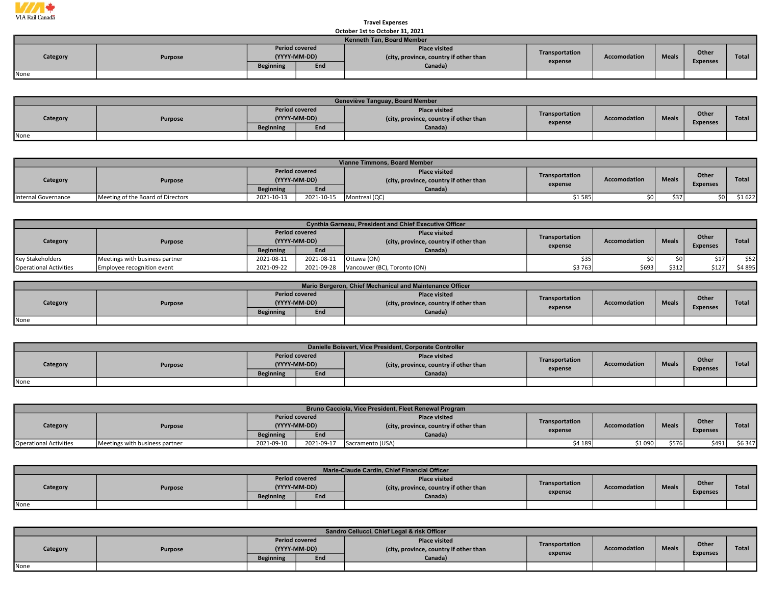VIA Rail Canada

**Travel Expenses**
**October 1st to October 31, 2021**

| Kenneth Tan, Board Member | | | | | | | | | |
|---|---|---|---|---|---|---|---|---|---|
| Category | Purpose | Period covered (YYYY-MM-DD) | | Place visited (city, province, country if other than Canada) | Transportation expense | Accomodation | Meals | Other Expenses | Total |
| | | Beginning | End | | | | | | |
| None | | | | | | | | | |

| Geneviève Tanguay, Board Member | | | | | | | | | |
|---|---|---|---|---|---|---|---|---|---|
| Category | Purpose | Period covered (YYYY-MM-DD) | | Place visited (city, province, country if other than Canada) | Transportation expense | Accomodation | Meals | Other Expenses | Total |
| | | Beginning | End | | | | | | |
| None | | | | | | | | | |

| Vianne Timmons, Board Member | | | | | | | | | |
|---|---|---|---|---|---|---|---|---|---|
| Category | Purpose | Period covered (YYYY-MM-DD) | | Place visited (city, province, country if other than Canada) | Transportation expense | Accomodation | Meals | Other Expenses | Total |
| | | Beginning | End | | | | | | |
| Internal Governance | Meeting of the Board of Directors | 2021-10-13 | 2021-10-15 | Montreal (QC) | $1 585 | $0 | $37 | $0 | $1 622 |

| Cynthia Garneau, President and Chief Executive Officer | | | | | | | | | |
|---|---|---|---|---|---|---|---|---|---|
| Category | Purpose | Period covered (YYYY-MM-DD) | | Place visited (city, province, country if other than Canada) | Transportation expense | Accomodation | Meals | Other Expenses | Total |
| | | Beginning | End | | | | | | |
| Key Stakeholders | Meetings with business partner | 2021-08-11 | 2021-08-11 | Ottawa (ON) | $35 | $0 | $0 | $17 | $52 |
| Operational Activities | Employee recognition event | 2021-09-22 | 2021-09-28 | Vancouver (BC), Toronto (ON) | $3 763 | $693 | $312 | $127 | $4 895 |

| Mario Bergeron, Chief Mechanical and Maintenance Officer | | | | | | | | | |
|---|---|---|---|---|---|---|---|---|---|
| Category | Purpose | Period covered (YYYY-MM-DD) | | Place visited (city, province, country if other than Canada) | Transportation expense | Accomodation | Meals | Other Expenses | Total |
| | | Beginning | End | | | | | | |
| None | | | | | | | | | |

| Danielle Boisvert, Vice President, Corporate Controller | | | | | | | | | |
|---|---|---|---|---|---|---|---|---|---|
| Category | Purpose | Period covered (YYYY-MM-DD) | | Place visited (city, province, country if other than Canada) | Transportation expense | Accomodation | Meals | Other Expenses | Total |
| | | Beginning | End | | | | | | |
| None | | | | | | | | | |

| Bruno Cacciola, Vice President, Fleet Renewal Program | | | | | | | | | |
|---|---|---|---|---|---|---|---|---|---|
| Category | Purpose | Period covered (YYYY-MM-DD) | | Place visited (city, province, country if other than Canada) | Transportation expense | Accomodation | Meals | Other Expenses | Total |
| | | Beginning | End | | | | | | |
| Operational Activities | Meetings with business partner | 2021-09-10 | 2021-09-17 | Sacramento (USA) | $4 189 | $1 090 | $576 | $491 | $6 347 |

| Marie-Claude Cardin, Chief Financial Officer | | | | | | | | | |
|---|---|---|---|---|---|---|---|---|---|
| Category | Purpose | Period covered (YYYY-MM-DD) | | Place visited (city, province, country if other than Canada) | Transportation expense | Accomodation | Meals | Other Expenses | Total |
| | | Beginning | End | | | | | | |
| None | | | | | | | | | |

| Sandro Cellucci, Chief Legal & risk Officer | | | | | | | | | |
|---|---|---|---|---|---|---|---|---|---|
| Category | Purpose | Period covered (YYYY-MM-DD) | | Place visited (city, province, country if other than Canada) | Transportation expense | Accomodation | Meals | Other Expenses | Total |
| | | Beginning | End | | | | | | |
| None | | | | | | | | | |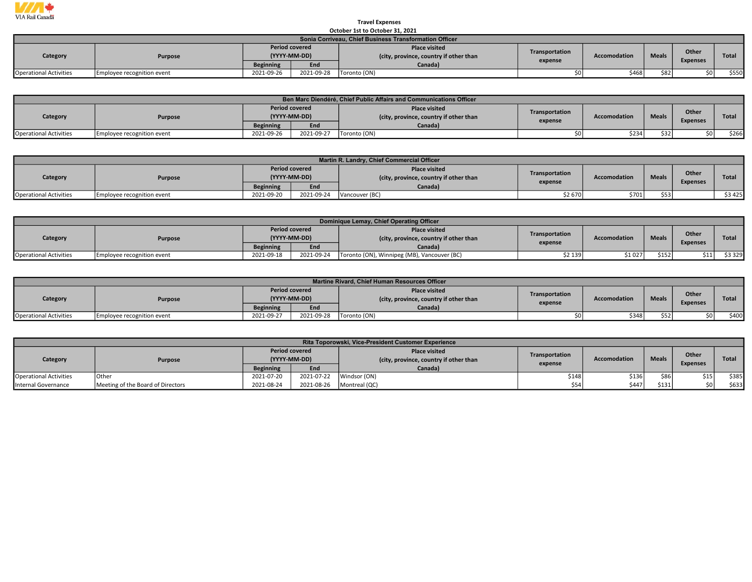VIA Rail Canada

**Travel Expenses**
**October 1st to October 31, 2021**

| Sonia Corriveau, Chief Business Transformation Officer | | | | | | | | | |
|---|---|---|---|---|---|---|---|---|---|
| Category | Purpose | Period covered (YYYY-MM-DD) | | Place visited (city, province, country if other than Canada) | Transportation expense | Accomodation | Meals | Other Expenses | Total |
| | | Beginning | End | | | | | | |
| Operational Activities | Employee recognition event | 2021-09-26 | 2021-09-28 | Toronto (ON) | $0 | $468 | $82 | $0 | $550 |

| Ben Marc Diendéré, Chief Public Affairs and Communications Officer | | | | | | | | | |
|---|---|---|---|---|---|---|---|---|---|
| Category | Purpose | Period covered (YYYY-MM-DD) | | Place visited (city, province, country if other than Canada) | Transportation expense | Accomodation | Meals | Other Expenses | Total |
| | | Beginning | End | | | | | | |
| Operational Activities | Employee recognition event | 2021-09-26 | 2021-09-27 | Toronto (ON) | $0 | $234 | $32 | $0 | $266 |

| Martin R. Landry, Chief Commercial Officer | | | | | | | | | |
|---|---|---|---|---|---|---|---|---|---|
| Category | Purpose | Period covered (YYYY-MM-DD) | | Place visited (city, province, country if other than Canada) | Transportation expense | Accomodation | Meals | Other Expenses | Total |
| | | Beginning | End | | | | | | |
| Operational Activities | Employee recognition event | 2021-09-20 | 2021-09-24 | Vancouver (BC) | $2 670 | $701 | $53 | | $3 425 |

| Dominique Lemay, Chief Operating Officer | | | | | | | | | |
|---|---|---|---|---|---|---|---|---|---|
| Category | Purpose | Period covered (YYYY-MM-DD) | | Place visited (city, province, country if other than Canada) | Transportation expense | Accomodation | Meals | Other Expenses | Total |
| | | Beginning | End | | | | | | |
| Operational Activities | Employee recognition event | 2021-09-18 | 2021-09-24 | Toronto (ON), Winnipeg (MB), Vancouver (BC) | $2 139 | $1 027 | $152 | $11 | $3 329 |

| Martine Rivard, Chief Human Resources Officer | | | | | | | | | |
|---|---|---|---|---|---|---|---|---|---|
| Category | Purpose | Period covered (YYYY-MM-DD) | | Place visited (city, province, country if other than Canada) | Transportation expense | Accomodation | Meals | Other Expenses | Total |
| | | Beginning | End | | | | | | |
| Operational Activities | Employee recognition event | 2021-09-27 | 2021-09-28 | Toronto (ON) | $0 | $348 | $52 | $0 | $400 |

| Rita Toporowski, Vice-President Customer Experience | | | | | | | | | |
|---|---|---|---|---|---|---|---|---|---|
| Category | Purpose | Period covered (YYYY-MM-DD) | | Place visited (city, province, country if other than Canada) | Transportation expense | Accomodation | Meals | Other Expenses | Total |
| | | Beginning | End | | | | | | |
| Operational Activities | Other | 2021-07-20 | 2021-07-22 | Windsor (ON) | $148 | $136 | $86 | $15 | $385 |
| Internal Governance | Meeting of the Board of Directors | 2021-08-24 | 2021-08-26 | Montreal (QC) | $54 | $447 | $131 | $0 | $633 |